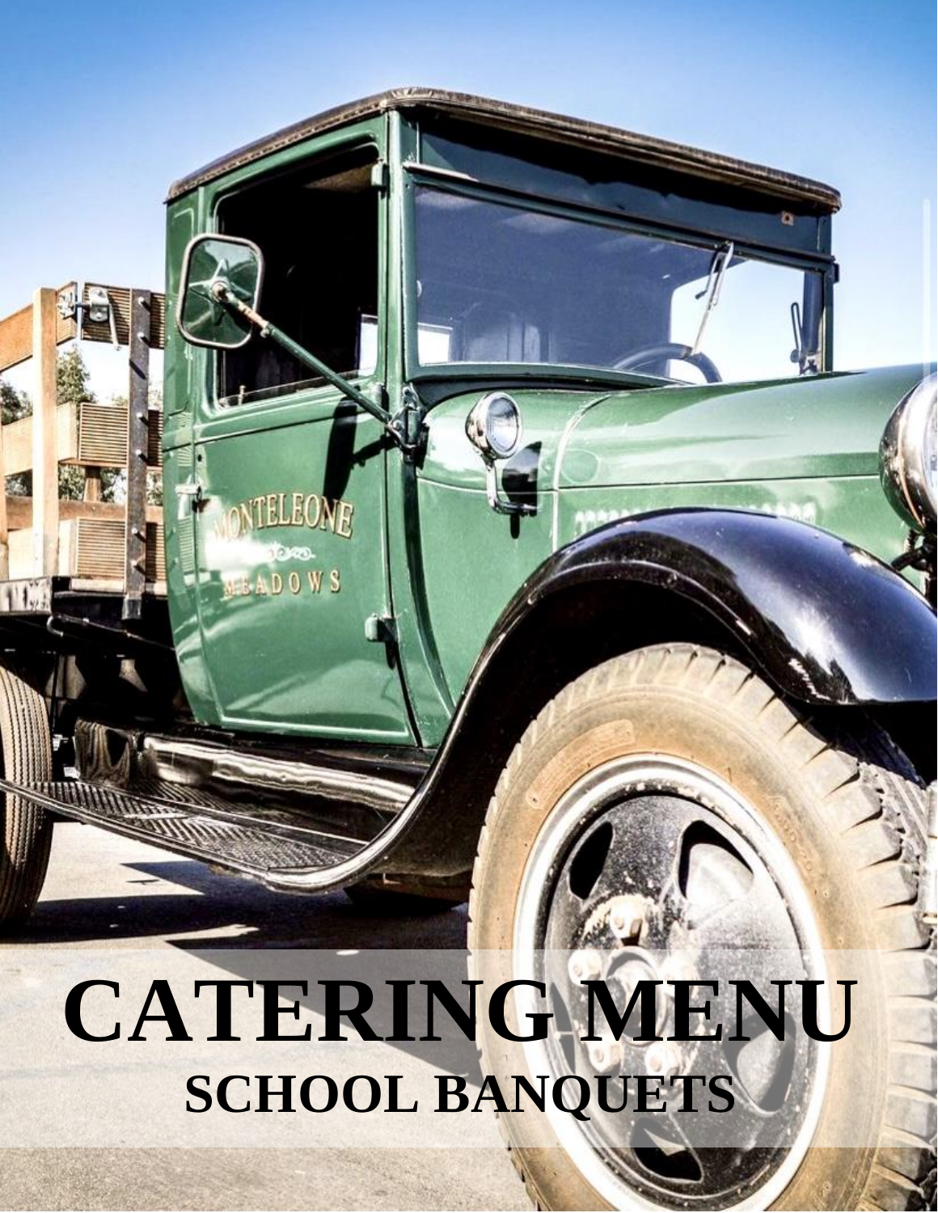# CATERING MENU

## SCHOOL BANQUETS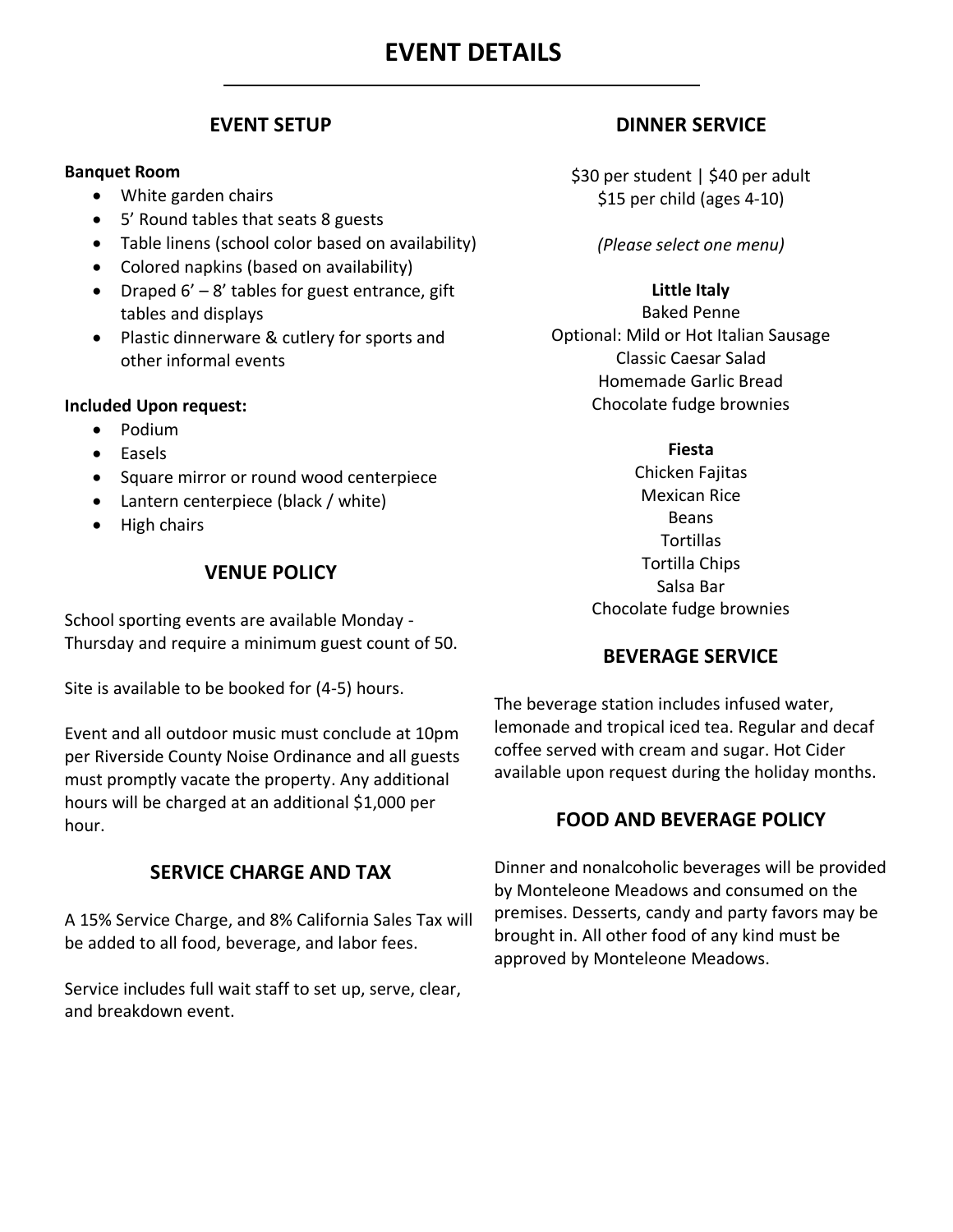# EVENT DETAILS

## EVENT SETUP

**Banquet Room**

- White garden chairs
- 5' Round tables that seats 8 guests
- Table linens (school color based on availability)
- Colored napkins (based on availability)
- Draped 6' – 8' tables for guest entrance, gift tables and displays
- Plastic dinnerware & cutlery for sports and other informal events

**Included Upon request:**

- Podium
- Easels
- Square mirror or round wood centerpiece
- Lantern centerpiece (black / white)
- High chairs

## VENUE POLICY

School sporting events are available Monday - Thursday and require a minimum guest count of 50.

Site is available to be booked for (4-5) hours.

Event and all outdoor music must conclude at 10pm per Riverside County Noise Ordinance and all guests must promptly vacate the property. Any additional hours will be charged at an additional $1,000 per hour.

## SERVICE CHARGE AND TAX

A 15% Service Charge, and 8% California Sales Tax will be added to all food, beverage, and labor fees.

Service includes full wait staff to set up, serve, clear, and breakdown event.

## DINNER SERVICE

$30 per student | $40 per adult
$15 per child (ages 4-10)

*(Please select one menu)*

**Little Italy**

Baked Penne
Optional: Mild or Hot Italian Sausage
Classic Caesar Salad
Homemade Garlic Bread
Chocolate fudge brownies

**Fiesta**

Chicken Fajitas
Mexican Rice
Beans
Tortillas
Tortilla Chips
Salsa Bar
Chocolate fudge brownies

## BEVERAGE SERVICE

The beverage station includes infused water, lemonade and tropical iced tea. Regular and decaf coffee served with cream and sugar. Hot Cider available upon request during the holiday months.

## FOOD AND BEVERAGE POLICY

Dinner and nonalcoholic beverages will be provided by Monteleone Meadows and consumed on the premises. Desserts, candy and party favors may be brought in. All other food of any kind must be approved by Monteleone Meadows.